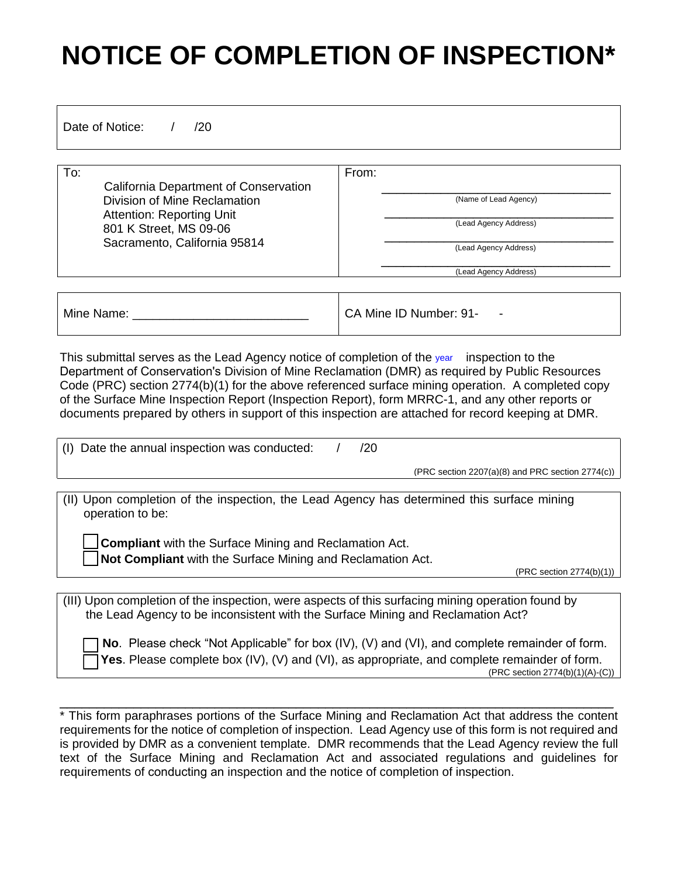# NOTICE OF COMPLETION OF INSPECTION*

Date of Notice: / /20

| To: | From: |
|---|---|
| California Department of Conservation<br>Division of Mine Reclamation<br>Attention: Reporting Unit<br>801 K Street, MS 09-06<br>Sacramento, California 95814 | ______________________________<br>(Name of Lead Agency)<br>______________________________<br>(Lead Agency Address)<br>______________________________<br>(Lead Agency Address)<br>______________________________<br>(Lead Agency Address) |

| Mine Name: _________________________ | CA Mine ID Number: 91- - |
|---|---|

This submittal serves as the Lead Agency notice of completion of the year inspection to the Department of Conservation's Division of Mine Reclamation (DMR) as required by Public Resources Code (PRC) section 2774(b)(1) for the above referenced surface mining operation. A completed copy of the Surface Mine Inspection Report (Inspection Report), form MRRC-1, and any other reports or documents prepared by others in support of this inspection are attached for record keeping at DMR.

(I) Date the annual inspection was conducted: / /20

(PRC section 2207(a)(8) and PRC section 2774(c))

(II) Upon completion of the inspection, the Lead Agency has determined this surface mining operation to be:

☐ **Compliant** with the Surface Mining and Reclamation Act.
☐ **Not Compliant** with the Surface Mining and Reclamation Act.

(PRC section 2774(b)(1))

(III) Upon completion of the inspection, were aspects of this surfacing mining operation found by the Lead Agency to be inconsistent with the Surface Mining and Reclamation Act?

☐ **No**. Please check "Not Applicable" for box (IV), (V) and (VI), and complete remainder of form.
☐ **Yes**. Please complete box (IV), (V) and (VI), as appropriate, and complete remainder of form.

(PRC section 2774(b)(1)(A)-(C))

---

* This form paraphrases portions of the Surface Mining and Reclamation Act that address the content requirements for the notice of completion of inspection. Lead Agency use of this form is not required and is provided by DMR as a convenient template. DMR recommends that the Lead Agency review the full text of the Surface Mining and Reclamation Act and associated regulations and guidelines for requirements of conducting an inspection and the notice of completion of inspection.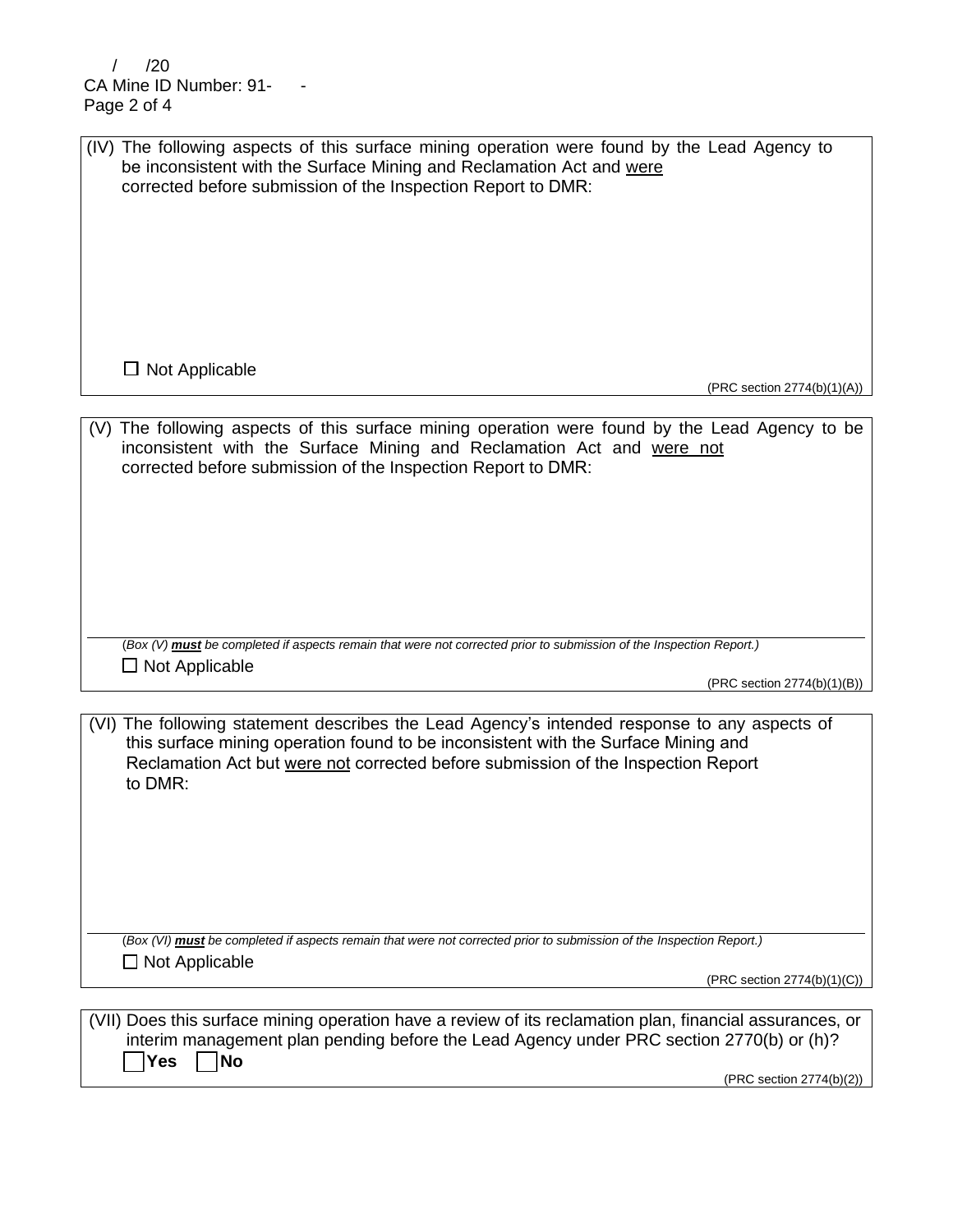/ /20
CA Mine ID Number: 91- -

(IV) The following aspects of this surface mining operation were found by the Lead Agency to be inconsistent with the Surface Mining and Reclamation Act and were corrected before submission of the Inspection Report to DMR:

☐ Not Applicable

(PRC section 2774(b)(1)(A))

(V) The following aspects of this surface mining operation were found by the Lead Agency to be inconsistent with the Surface Mining and Reclamation Act and were not corrected before submission of the Inspection Report to DMR:

*(Box (V) **must** be completed if aspects remain that were not corrected prior to submission of the Inspection Report.)*

☐ Not Applicable

(PRC section 2774(b)(1)(B))

(VI) The following statement describes the Lead Agency's intended response to any aspects of this surface mining operation found to be inconsistent with the Surface Mining and Reclamation Act but were not corrected before submission of the Inspection Report to DMR:

*(Box (VI) **must** be completed if aspects remain that were not corrected prior to submission of the Inspection Report.)*

☐ Not Applicable

(PRC section 2774(b)(1)(C))

(VII) Does this surface mining operation have a review of its reclamation plan, financial assurances, or interim management plan pending before the Lead Agency under PRC section 2770(b) or (h)?

☐ **Yes** ☐ **No**

(PRC section 2774(b)(2))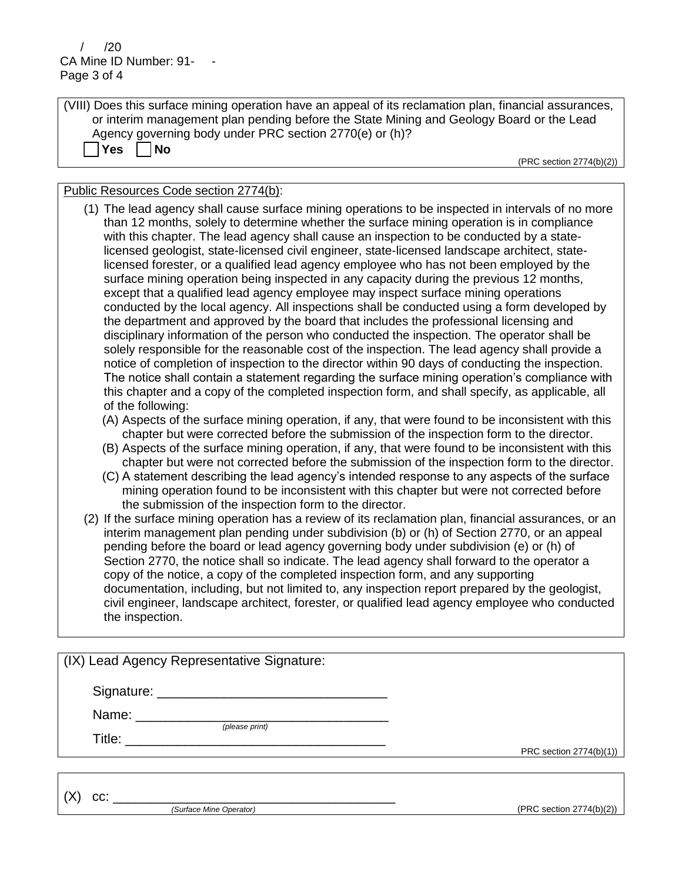(VIII) Does this surface mining operation have an appeal of its reclamation plan, financial assurances, or interim management plan pending before the State Mining and Geology Board or the Lead Agency governing body under PRC section 2770(e) or (h)?

☐ **Yes** ☐ **No**

(PRC section 2774(b)(2))

Public Resources Code section 2774(b):

(1) The lead agency shall cause surface mining operations to be inspected in intervals of no more than 12 months, solely to determine whether the surface mining operation is in compliance with this chapter. The lead agency shall cause an inspection to be conducted by a state-licensed geologist, state-licensed civil engineer, state-licensed landscape architect, state-licensed forester, or a qualified lead agency employee who has not been employed by the surface mining operation being inspected in any capacity during the previous 12 months, except that a qualified lead agency employee may inspect surface mining operations conducted by the local agency. All inspections shall be conducted using a form developed by the department and approved by the board that includes the professional licensing and disciplinary information of the person who conducted the inspection. The operator shall be solely responsible for the reasonable cost of the inspection. The lead agency shall provide a notice of completion of inspection to the director within 90 days of conducting the inspection. The notice shall contain a statement regarding the surface mining operation's compliance with this chapter and a copy of the completed inspection form, and shall specify, as applicable, all of the following:

(A) Aspects of the surface mining operation, if any, that were found to be inconsistent with this chapter but were corrected before the submission of the inspection form to the director.

(B) Aspects of the surface mining operation, if any, that were found to be inconsistent with this chapter but were not corrected before the submission of the inspection form to the director.

(C) A statement describing the lead agency's intended response to any aspects of the surface mining operation found to be inconsistent with this chapter but were not corrected before the submission of the inspection form to the director.

(2) If the surface mining operation has a review of its reclamation plan, financial assurances, or an interim management plan pending under subdivision (b) or (h) of Section 2770, or an appeal pending before the board or lead agency governing body under subdivision (e) or (h) of Section 2770, the notice shall so indicate. The lead agency shall forward to the operator a copy of the notice, a copy of the completed inspection form, and any supporting documentation, including, but not limited to, any inspection report prepared by the geologist, civil engineer, landscape architect, forester, or qualified lead agency employee who conducted the inspection.

(IX) Lead Agency Representative Signature:

Signature: ______________________________

Name: ________________________________
*(please print)*

Title: _________________________________

PRC section 2774(b)(1))

(X) cc: ____________________________________
*(Surface Mine Operator)*

(PRC section 2774(b)(2))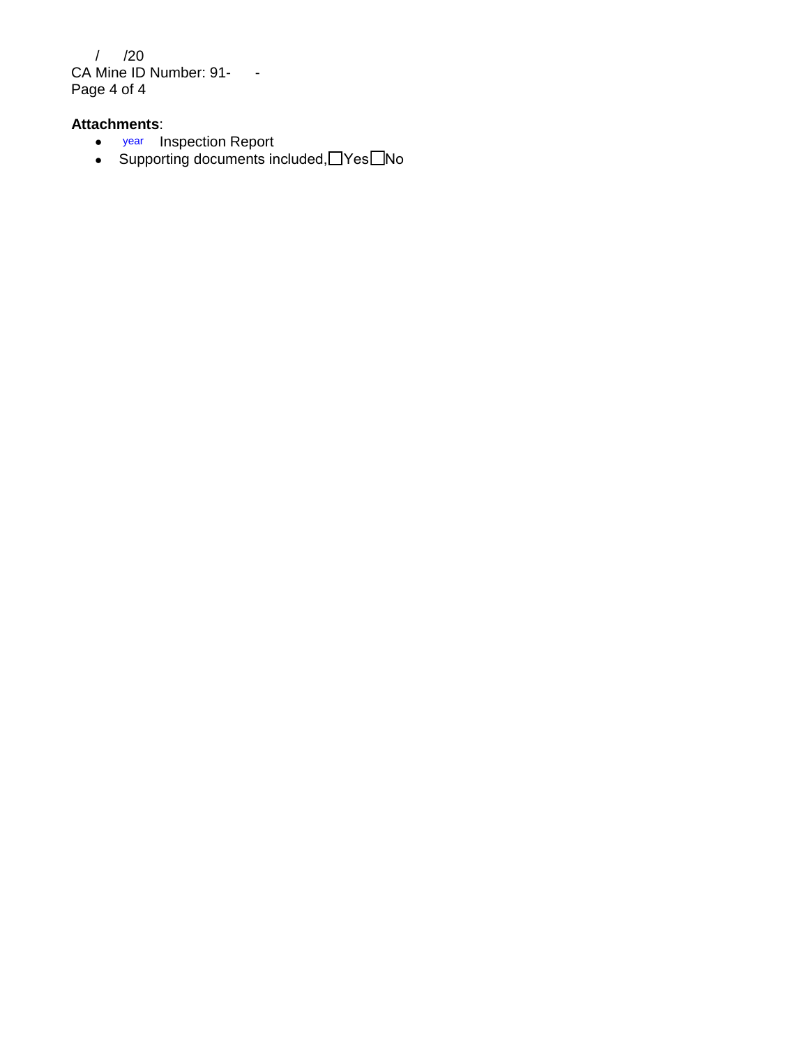/ /20
CA Mine ID Number: 91- -

**Attachments**:

- year Inspection Report
- Supporting documents included, ☐Yes ☐No